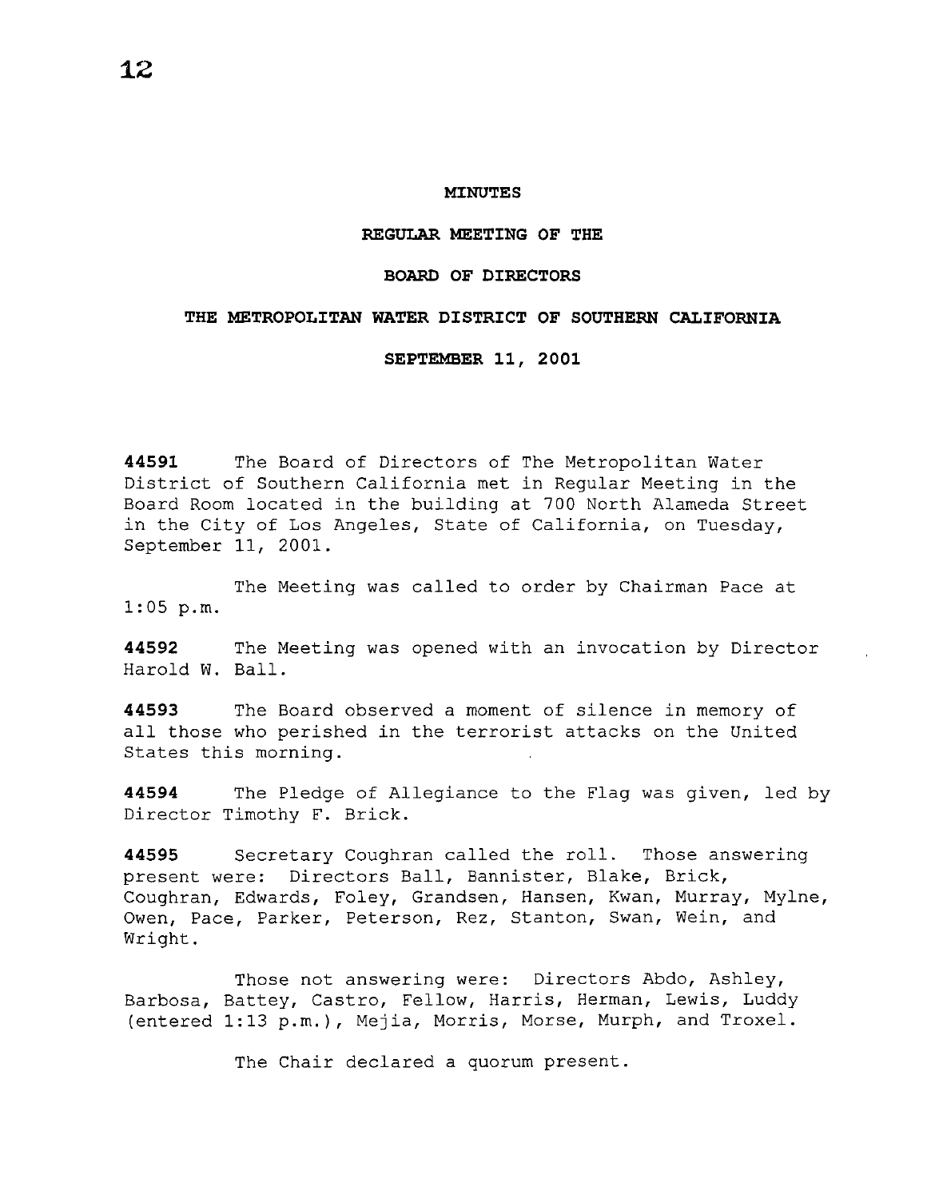# MINUTES

## REGULAR MEETING OF THE

## BOARD OF DIRECTORS

## THE METROPOLITAN WATER DISTRICT OF SOUTHERN CALIFORNIA

## SEPTEMBER 11, 2001

**44591** The Board of Directors of The Metropolitan Water District of Southern California met in Regular Meeting in the Board Room located in the building at 700 North Alameda Street in the City of Los Angeles, State of California, on Tuesday, September 11, 2001.

The Meeting was called to order by Chairman Pace at 1:05 p.m.

**44592** The Meeting was opened with an invocation by Director Harold W. Ball.

**44593** The Board observed a moment of silence in memory of all those who perished in the terrorist attacks on the United States this morning.

**44594** The Pledge of Allegiance to the Flag was given, led by Director Timothy F. Brick.

**44595** Secretary Coughran called the roll. Those answering present were: Directors Ball, Bannister, Blake, Brick, Coughran, Edwards, Foley, Grandsen, Hansen, Kwan, Murray, Mylne, Owen, Pace, Parker, Peterson, Rez, Stanton, Swan, Wein, and Wright.

Those not answering were: Directors Abdo, Ashley, Barbosa, Battey, Castro, Fellow, Harris, Herman, Lewis, Luddy (entered 1:13 p.m.), Mejia, Morris, Morse, Murph, and Troxel.

The Chair declared a quorum present.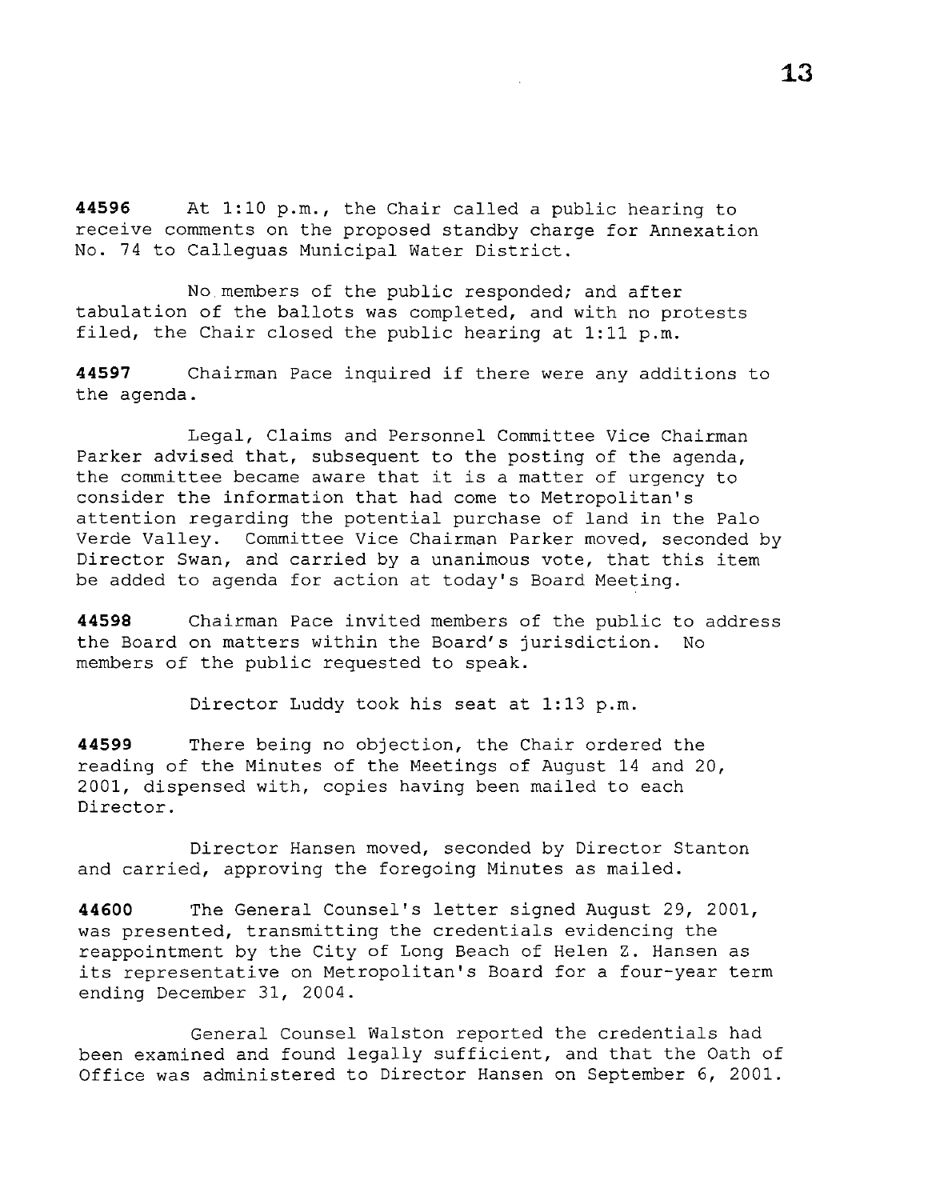**44596** At 1:10 p.m., the Chair called a public hearing to receive comments on the proposed standby charge for Annexation No. 74 to Calleguas Municipal Water District.

No members of the public responded; and after tabulation of the ballots was completed, and with no protests filed, the Chair closed the public hearing at 1:11 p.m.

**44597** Chairman Pace inquired if there were any additions to the agenda.

Legal, Claims and Personnel Committee Vice Chairman Parker advised that, subsequent to the posting of the agenda, the committee became aware that it is a matter of urgency to consider the information that had come to Metropolitan's attention regarding the potential purchase of land in the Palo Verde Valley. Committee Vice Chairman Parker moved, seconded by Director Swan, and carried by a unanimous vote, that this item be added to agenda for action at today's Board Meeting.

**44598** Chairman Pace invited members of the public to address the Board on matters within the Board's jurisdiction. No members of the public requested to speak.

Director Luddy took his seat at 1:13 p.m.

**44599** There being no objection, the Chair ordered the reading of the Minutes of the Meetings of August 14 and 20, 2001, dispensed with, copies having been mailed to each Director.

Director Hansen moved, seconded by Director Stanton and carried, approving the foregoing Minutes as mailed.

**44600** The General Counsel's letter signed August 29, 2001, was presented, transmitting the credentials evidencing the reappointment by the City of Long Beach of Helen Z. Hansen as its representative on Metropolitan's Board for a four-year term ending December 31, 2004.

General Counsel Walston reported the credentials had been examined and found legally sufficient, and that the Oath of Office was administered to Director Hansen on September 6, 2001.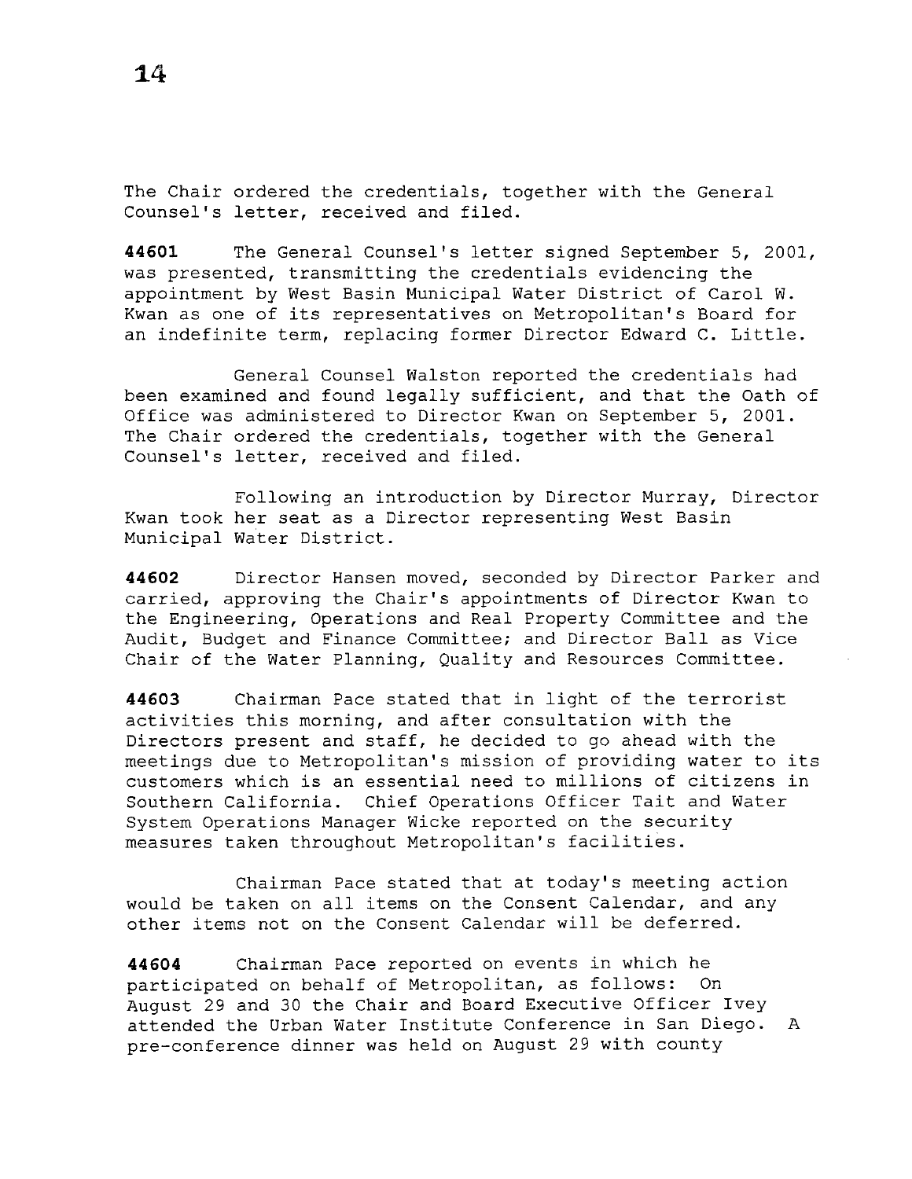The Chair ordered the credentials, together with the General Counsel's letter, received and filed.

**44601** The General Counsel's letter signed September 5, 2001, was presented, transmitting the credentials evidencing the appointment by West Basin Municipal Water District of Carol W. Kwan as one of its representatives on Metropolitan's Board for an indefinite term, replacing former Director Edward C. Little.

General Counsel Walston reported the credentials had been examined and found legally sufficient, and that the Oath of Office was administered to Director Kwan on September 5, 2001. The Chair ordered the credentials, together with the General Counsel's letter, received and filed.

Following an introduction by Director Murray, Director Kwan took her seat as a Director representing West Basin Municipal Water District.

**44602** Director Hansen moved, seconded by Director Parker and carried, approving the Chair's appointments of Director Kwan to the Engineering, Operations and Real Property Committee and the Audit, Budget and Finance Committee; and Director Ball as Vice Chair of the Water Planning, Quality and Resources Committee.

**44603** Chairman Pace stated that in light of the terrorist activities this morning, and after consultation with the Directors present and staff, he decided to go ahead with the meetings due to Metropolitan's mission of providing water to its customers which is an essential need to millions of citizens in Southern California. Chief Operations Officer Tait and Water System Operations Manager Wicke reported on the security measures taken throughout Metropolitan's facilities.

Chairman Pace stated that at today's meeting action would be taken on all items on the Consent Calendar, and any other items not on the Consent Calendar will be deferred.

**44604** Chairman Pace reported on events in which he participated on behalf of Metropolitan, as follows: On August 29 and 30 the Chair and Board Executive Officer Ivey attended the Urban Water Institute Conference in San Diego. A pre-conference dinner was held on August 29 with county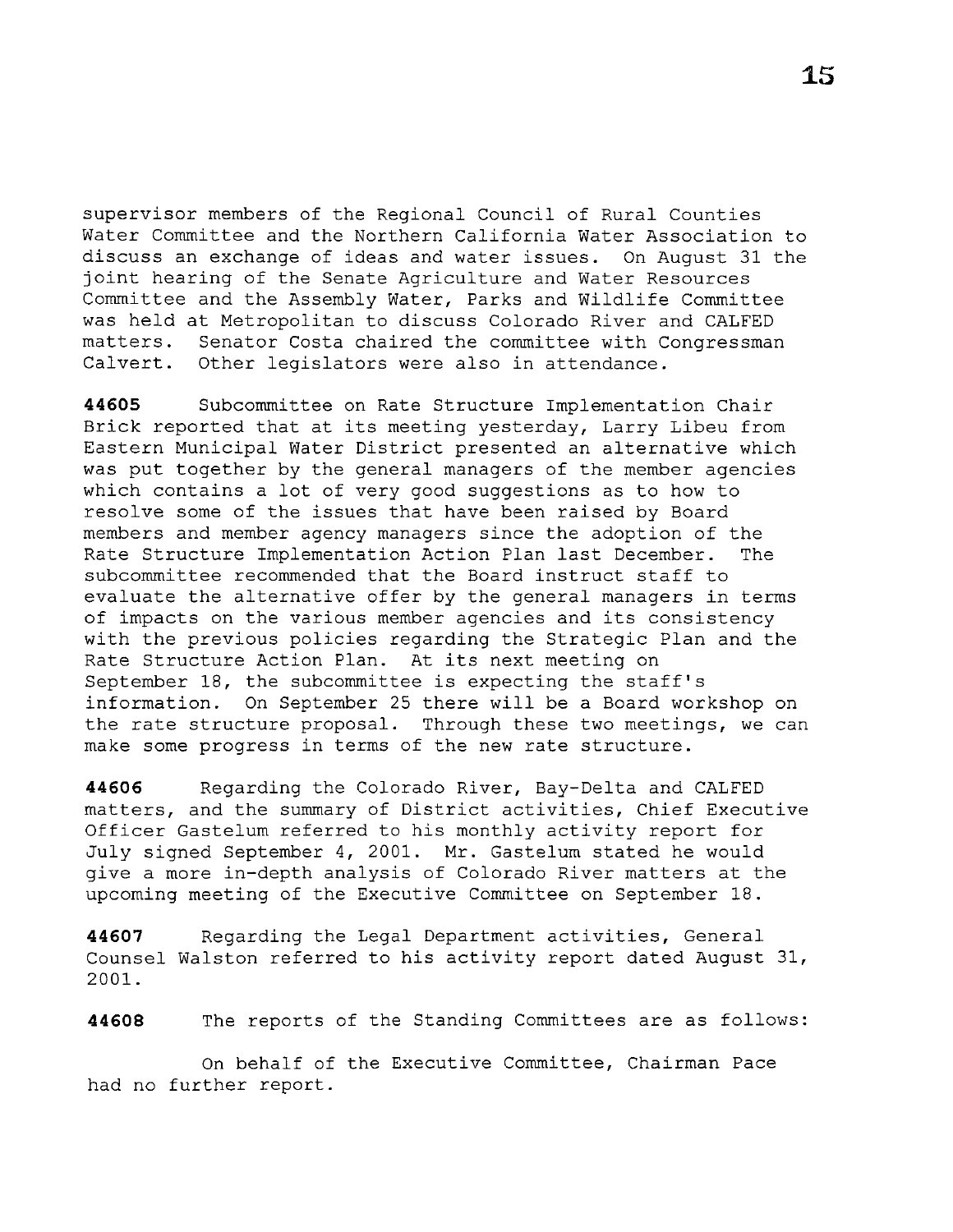supervisor members of the Regional Council of Rural Counties Water Committee and the Northern California Water Association to discuss an exchange of ideas and water issues. On August 31 the joint hearing of the Senate Agriculture and Water Resources Committee and the Assembly Water, Parks and Wildlife Committee was held at Metropolitan to discuss Colorado River and CALFED matters. Senator Costa chaired the committee with Congressman Calvert. Other legislators were also in attendance.

**44605** Subcommittee on Rate Structure Implementation Chair Brick reported that at its meeting yesterday, Larry Libeu from Eastern Municipal Water District presented an alternative which was put together by the general managers of the member agencies which contains a lot of very good suggestions as to how to resolve some of the issues that have been raised by Board members and member agency managers since the adoption of the Rate Structure Implementation Action Plan last December. The subcommittee recommended that the Board instruct staff to evaluate the alternative offer by the general managers in terms of impacts on the various member agencies and its consistency with the previous policies regarding the Strategic Plan and the Rate Structure Action Plan. At its next meeting on September 18, the subcommittee is expecting the staff's information. On September 25 there will be a Board workshop on the rate structure proposal. Through these two meetings, we can make some progress in terms of the new rate structure.

**44606** Regarding the Colorado River, Bay-Delta and CALFED matters, and the summary of District activities, Chief Executive Officer Gastelum referred to his monthly activity report for July signed September 4, 2001. Mr. Gastelum stated he would give a more in-depth analysis of Colorado River matters at the upcoming meeting of the Executive Committee on September 18.

**44607** Regarding the Legal Department activities, General Counsel Walston referred to his activity report dated August 31, 2001.

**44608** The reports of the Standing Committees are as follows:

On behalf of the Executive Committee, Chairman Pace had no further report.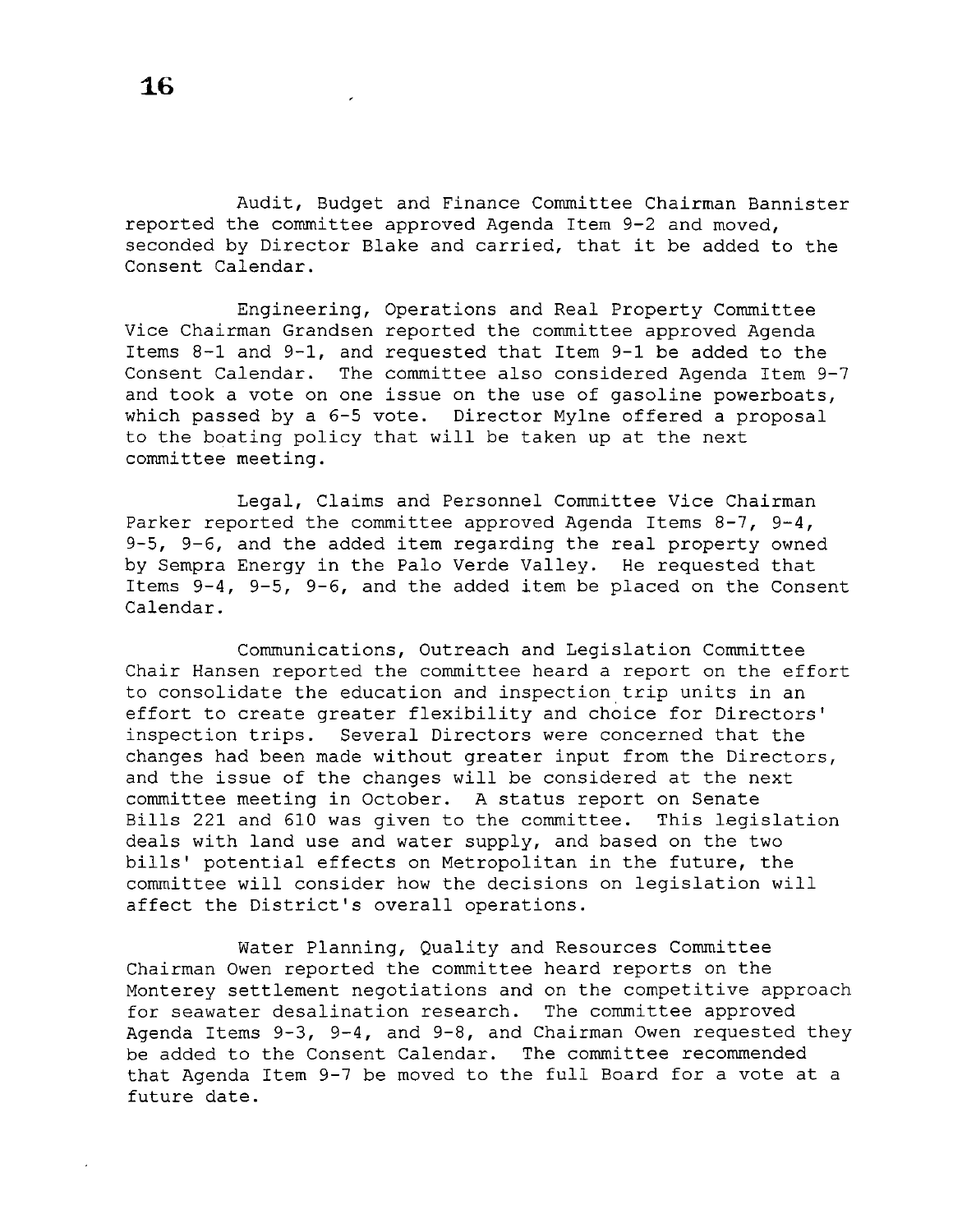Audit, Budget and Finance Committee Chairman Bannister reported the committee approved Agenda Item 9-2 and moved, seconded by Director Blake and carried, that it be added to the Consent Calendar.

Engineering, Operations and Real Property Committee Vice Chairman Grandsen reported the committee approved Agenda Items 8-1 and 9-1, and requested that Item 9-1 be added to the Consent Calendar. The committee also considered Agenda Item 9-7 and took a vote on one issue on the use of gasoline powerboats, which passed by a 6-5 vote. Director Mylne offered a proposal to the boating policy that will be taken up at the next committee meeting.

Legal, Claims and Personnel Committee Vice Chairman Parker reported the committee approved Agenda Items 8-7, 9-4, 9-5, 9-6, and the added item regarding the real property owned by Sempra Energy in the Palo Verde Valley. He requested that Items 9-4, 9-5, 9-6, and the added item be placed on the Consent Calendar.

Communications, Outreach and Legislation Committee Chair Hansen reported the committee heard a report on the effort to consolidate the education and inspection trip units in an effort to create greater flexibility and choice for Directors' inspection trips. Several Directors were concerned that the changes had been made without greater input from the Directors, and the issue of the changes will be considered at the next committee meeting in October. A status report on Senate Bills 221 and 610 was given to the committee. This legislation deals with land use and water supply, and based on the two bills' potential effects on Metropolitan in the future, the committee will consider how the decisions on legislation will affect the District's overall operations.

Water Planning, Quality and Resources Committee Chairman Owen reported the committee heard reports on the Monterey settlement negotiations and on the competitive approach for seawater desalination research. The committee approved Agenda Items 9-3, 9-4, and 9-8, and Chairman Owen requested they be added to the Consent Calendar. The committee recommended that Agenda Item 9-7 be moved to the full Board for a vote at a future date.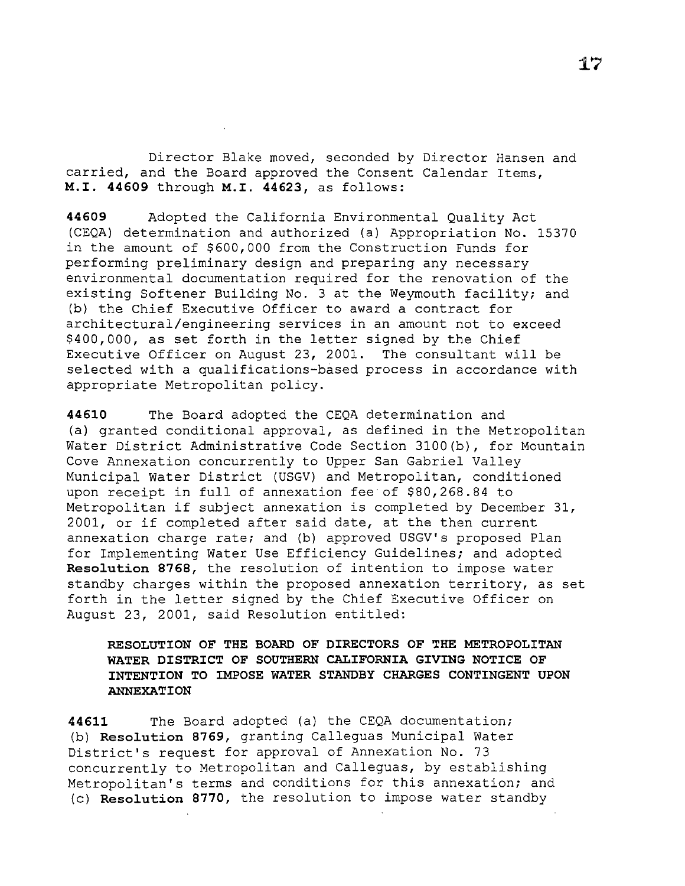Director Blake moved, seconded by Director Hansen and carried, and the Board approved the Consent Calendar Items, **M.I. 44609** through **M.I. 44623**, as follows:

**44609** Adopted the California Environmental Quality Act (CEQA) determination and authorized (a) Appropriation No. 15370 in the amount of $600,000 from the Construction Funds for performing preliminary design and preparing any necessary environmental documentation required for the renovation of the existing Softener Building No. 3 at the Weymouth facility; and (b) the Chief Executive Officer to award a contract for architectural/engineering services in an amount not to exceed $400,000, as set forth in the letter signed by the Chief Executive Officer on August 23, 2001. The consultant will be selected with a qualifications-based process in accordance with appropriate Metropolitan policy.

**44610** The Board adopted the CEQA determination and (a) granted conditional approval, as defined in the Metropolitan Water District Administrative Code Section 3100(b), for Mountain Cove Annexation concurrently to Upper San Gabriel Valley Municipal Water District (USGV) and Metropolitan, conditioned upon receipt in full of annexation fee of $80,268.84 to Metropolitan if subject annexation is completed by December 31, 2001, or if completed after said date, at the then current annexation charge rate; and (b) approved USGV's proposed Plan for Implementing Water Use Efficiency Guidelines; and adopted **Resolution 8768**, the resolution of intention to impose water standby charges within the proposed annexation territory, as set forth in the letter signed by the Chief Executive Officer on August 23, 2001, said Resolution entitled:

> **RESOLUTION OF THE BOARD OF DIRECTORS OF THE METROPOLITAN WATER DISTRICT OF SOUTHERN CALIFORNIA GIVING NOTICE OF INTENTION TO IMPOSE WATER STANDBY CHARGES CONTINGENT UPON ANNEXATION**

**44611** The Board adopted (a) the CEQA documentation; (b) **Resolution 8769**, granting Calleguas Municipal Water District's request for approval of Annexation No. 73 concurrently to Metropolitan and Calleguas, by establishing Metropolitan's terms and conditions for this annexation; and (c) **Resolution 8770**, the resolution to impose water standby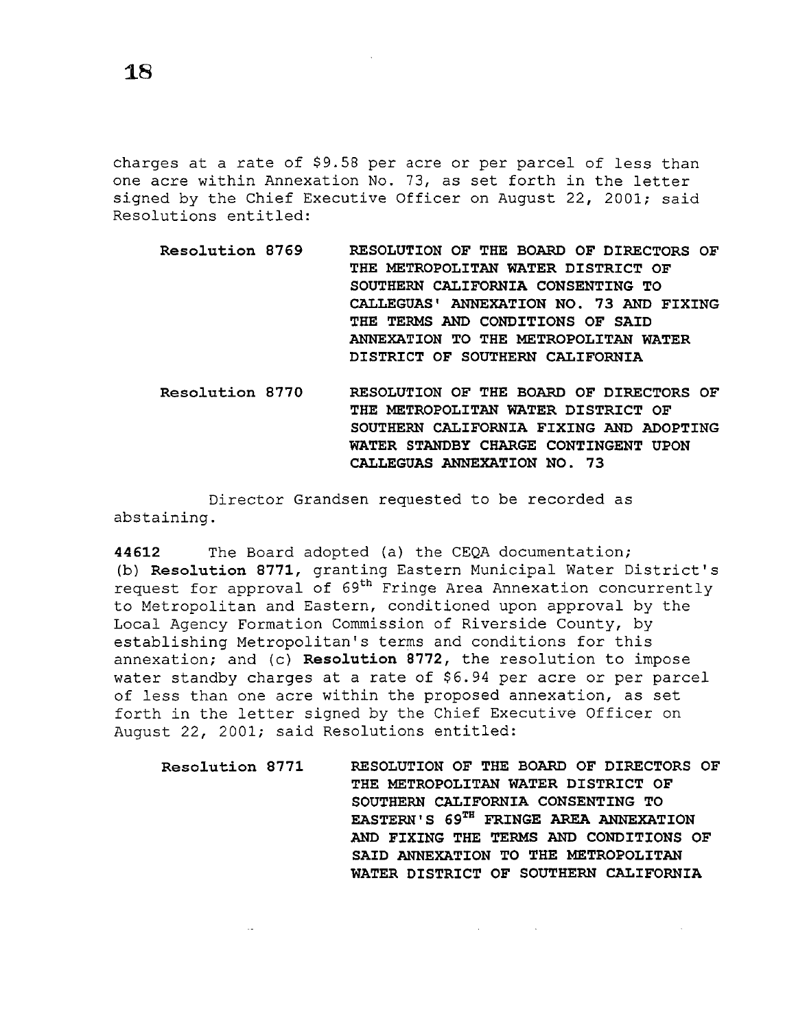charges at a rate of $9.58 per acre or per parcel of less than one acre within Annexation No. 73, as set forth in the letter signed by the Chief Executive Officer on August 22, 2001; said Resolutions entitled:

**Resolution 8769** — **RESOLUTION OF THE BOARD OF DIRECTORS OF THE METROPOLITAN WATER DISTRICT OF SOUTHERN CALIFORNIA CONSENTING TO CALLEGUAS' ANNEXATION NO. 73 AND FIXING THE TERMS AND CONDITIONS OF SAID ANNEXATION TO THE METROPOLITAN WATER DISTRICT OF SOUTHERN CALIFORNIA**

**Resolution 8770** — **RESOLUTION OF THE BOARD OF DIRECTORS OF THE METROPOLITAN WATER DISTRICT OF SOUTHERN CALIFORNIA FIXING AND ADOPTING WATER STANDBY CHARGE CONTINGENT UPON CALLEGUAS ANNEXATION NO. 73**

Director Grandsen requested to be recorded as abstaining.

**44612** The Board adopted (a) the CEQA documentation; (b) **Resolution 8771**, granting Eastern Municipal Water District's request for approval of 69th Fringe Area Annexation concurrently to Metropolitan and Eastern, conditioned upon approval by the Local Agency Formation Commission of Riverside County, by establishing Metropolitan's terms and conditions for this annexation; and (c) **Resolution 8772**, the resolution to impose water standby charges at a rate of $6.94 per acre or per parcel of less than one acre within the proposed annexation, as set forth in the letter signed by the Chief Executive Officer on August 22, 2001; said Resolutions entitled:

**Resolution 8771** — **RESOLUTION OF THE BOARD OF DIRECTORS OF THE METROPOLITAN WATER DISTRICT OF SOUTHERN CALIFORNIA CONSENTING TO EASTERN'S 69TH FRINGE AREA ANNEXATION AND FIXING THE TERMS AND CONDITIONS OF SAID ANNEXATION TO THE METROPOLITAN WATER DISTRICT OF SOUTHERN CALIFORNIA**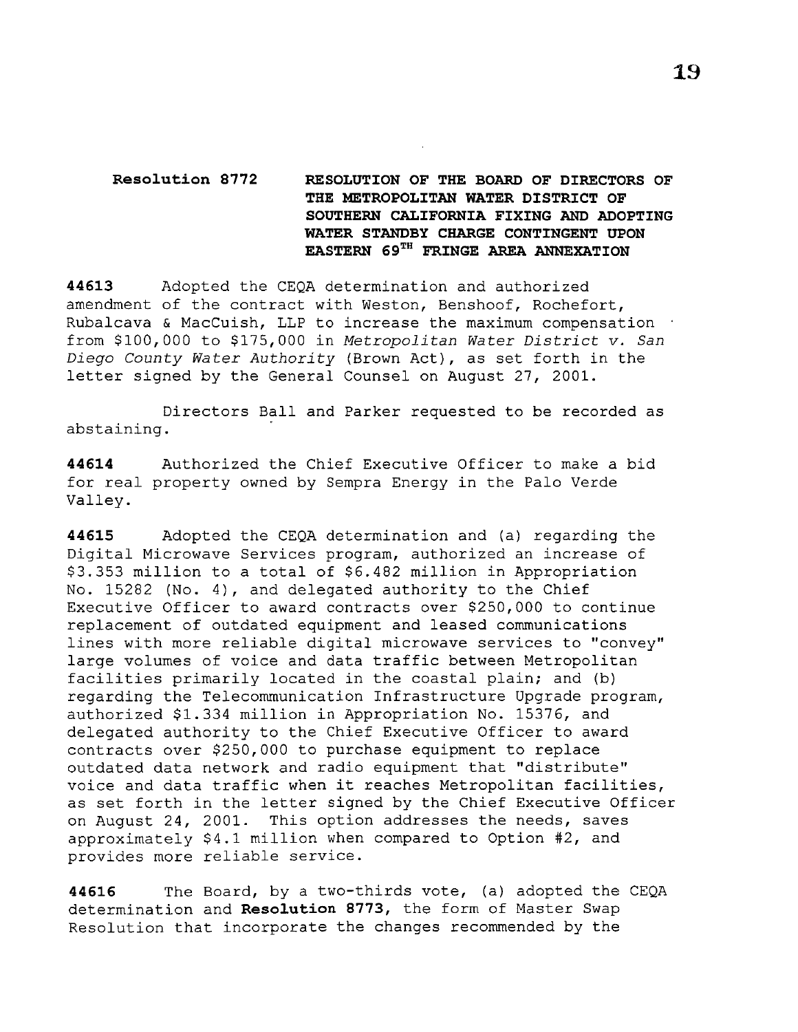**Resolution 8772** **RESOLUTION OF THE BOARD OF DIRECTORS OF THE METROPOLITAN WATER DISTRICT OF SOUTHERN CALIFORNIA FIXING AND ADOPTING WATER STANDBY CHARGE CONTINGENT UPON EASTERN 69TH FRINGE AREA ANNEXATION**

**44613** Adopted the CEQA determination and authorized amendment of the contract with Weston, Benshoof, Rochefort, Rubalcava & MacCuish, LLP to increase the maximum compensation from $100,000 to $175,000 in *Metropolitan Water District v. San Diego County Water Authority* (Brown Act), as set forth in the letter signed by the General Counsel on August 27, 2001.

Directors Ball and Parker requested to be recorded as abstaining.

**44614** Authorized the Chief Executive Officer to make a bid for real property owned by Sempra Energy in the Palo Verde Valley.

**44615** Adopted the CEQA determination and (a) regarding the Digital Microwave Services program, authorized an increase of $3.353 million to a total of $6.482 million in Appropriation No. 15282 (No. 4), and delegated authority to the Chief Executive Officer to award contracts over $250,000 to continue replacement of outdated equipment and leased communications lines with more reliable digital microwave services to "convey" large volumes of voice and data traffic between Metropolitan facilities primarily located in the coastal plain; and (b) regarding the Telecommunication Infrastructure Upgrade program, authorized $1.334 million in Appropriation No. 15376, and delegated authority to the Chief Executive Officer to award contracts over $250,000 to purchase equipment to replace outdated data network and radio equipment that "distribute" voice and data traffic when it reaches Metropolitan facilities, as set forth in the letter signed by the Chief Executive Officer on August 24, 2001. This option addresses the needs, saves approximately $4.1 million when compared to Option #2, and provides more reliable service.

**44616** The Board, by a two-thirds vote, (a) adopted the CEQA determination and **Resolution 8773**, the form of Master Swap Resolution that incorporate the changes recommended by the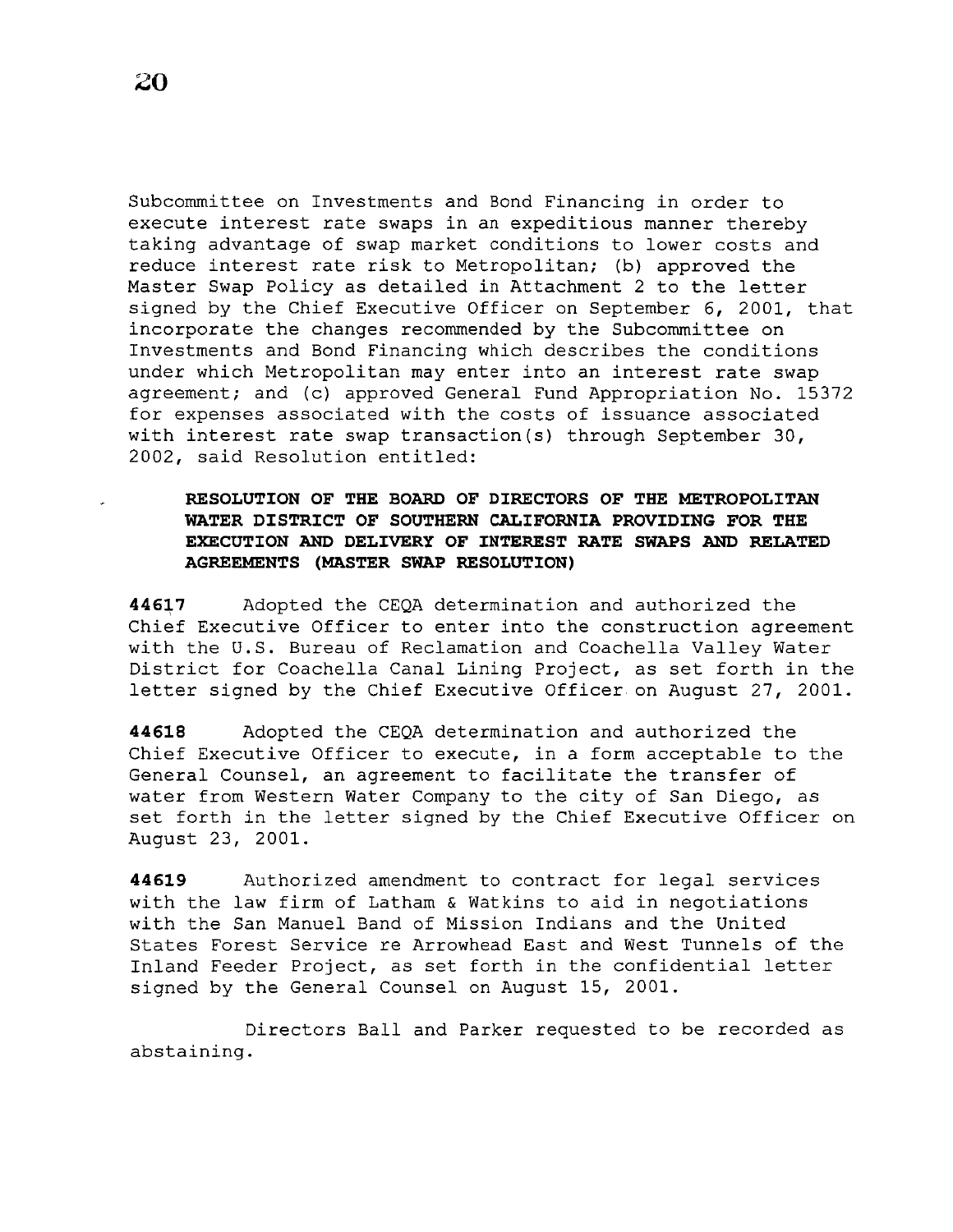Subcommittee on Investments and Bond Financing in order to execute interest rate swaps in an expeditious manner thereby taking advantage of swap market conditions to lower costs and reduce interest rate risk to Metropolitan; (b) approved the Master Swap Policy as detailed in Attachment 2 to the letter signed by the Chief Executive Officer on September 6, 2001, that incorporate the changes recommended by the Subcommittee on Investments and Bond Financing which describes the conditions under which Metropolitan may enter into an interest rate swap agreement; and (c) approved General Fund Appropriation No. 15372 for expenses associated with the costs of issuance associated with interest rate swap transaction(s) through September 30, 2002, said Resolution entitled:

> **RESOLUTION OF THE BOARD OF DIRECTORS OF THE METROPOLITAN WATER DISTRICT OF SOUTHERN CALIFORNIA PROVIDING FOR THE EXECUTION AND DELIVERY OF INTEREST RATE SWAPS AND RELATED AGREEMENTS (MASTER SWAP RESOLUTION)**

**44617** Adopted the CEQA determination and authorized the Chief Executive Officer to enter into the construction agreement with the U.S. Bureau of Reclamation and Coachella Valley Water District for Coachella Canal Lining Project, as set forth in the letter signed by the Chief Executive Officer on August 27, 2001.

**44618** Adopted the CEQA determination and authorized the Chief Executive Officer to execute, in a form acceptable to the General Counsel, an agreement to facilitate the transfer of water from Western Water Company to the city of San Diego, as set forth in the letter signed by the Chief Executive Officer on August 23, 2001.

**44619** Authorized amendment to contract for legal services with the law firm of Latham & Watkins to aid in negotiations with the San Manuel Band of Mission Indians and the United States Forest Service re Arrowhead East and West Tunnels of the Inland Feeder Project, as set forth in the confidential letter signed by the General Counsel on August 15, 2001.

Directors Ball and Parker requested to be recorded as abstaining.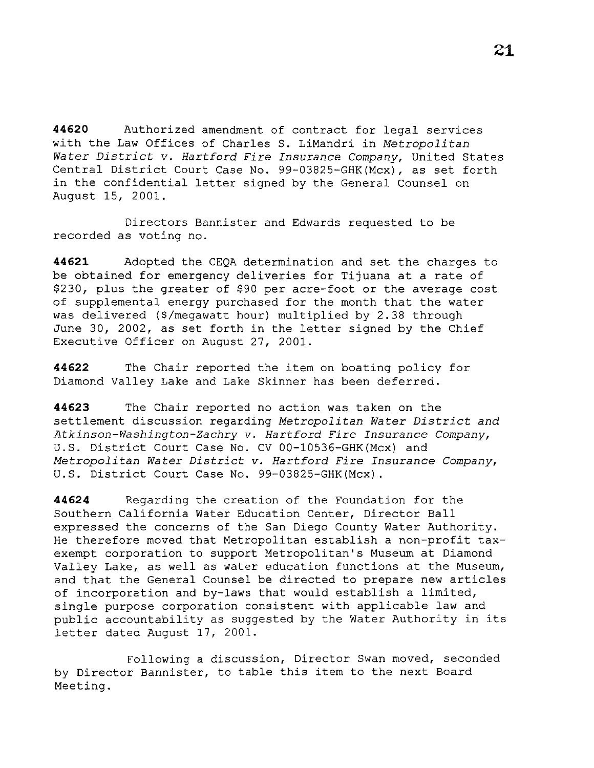**44620** Authorized amendment of contract for legal services with the Law Offices of Charles S. LiMandri in *Metropolitan Water District v. Hartford Fire Insurance Company*, United States Central District Court Case No. 99-03825-GHK(Mcx), as set forth in the confidential letter signed by the General Counsel on August 15, 2001.

Directors Bannister and Edwards requested to be recorded as voting no.

**44621** Adopted the CEQA determination and set the charges to be obtained for emergency deliveries for Tijuana at a rate of $230, plus the greater of $90 per acre-foot or the average cost of supplemental energy purchased for the month that the water was delivered ($/megawatt hour) multiplied by 2.38 through June 30, 2002, as set forth in the letter signed by the Chief Executive Officer on August 27, 2001.

**44622** The Chair reported the item on boating policy for Diamond Valley Lake and Lake Skinner has been deferred.

**44623** The Chair reported no action was taken on the settlement discussion regarding *Metropolitan Water District and Atkinson-Washington-Zachry v. Hartford Fire Insurance Company*, U.S. District Court Case No. CV 00-10536-GHK(Mcx) and *Metropolitan Water District v. Hartford Fire Insurance Company*, U.S. District Court Case No. 99-03825-GHK(Mcx).

**44624** Regarding the creation of the Foundation for the Southern California Water Education Center, Director Ball expressed the concerns of the San Diego County Water Authority. He therefore moved that Metropolitan establish a non-profit tax-exempt corporation to support Metropolitan's Museum at Diamond Valley Lake, as well as water education functions at the Museum, and that the General Counsel be directed to prepare new articles of incorporation and by-laws that would establish a limited, single purpose corporation consistent with applicable law and public accountability as suggested by the Water Authority in its letter dated August 17, 2001.

Following a discussion, Director Swan moved, seconded by Director Bannister, to table this item to the next Board Meeting.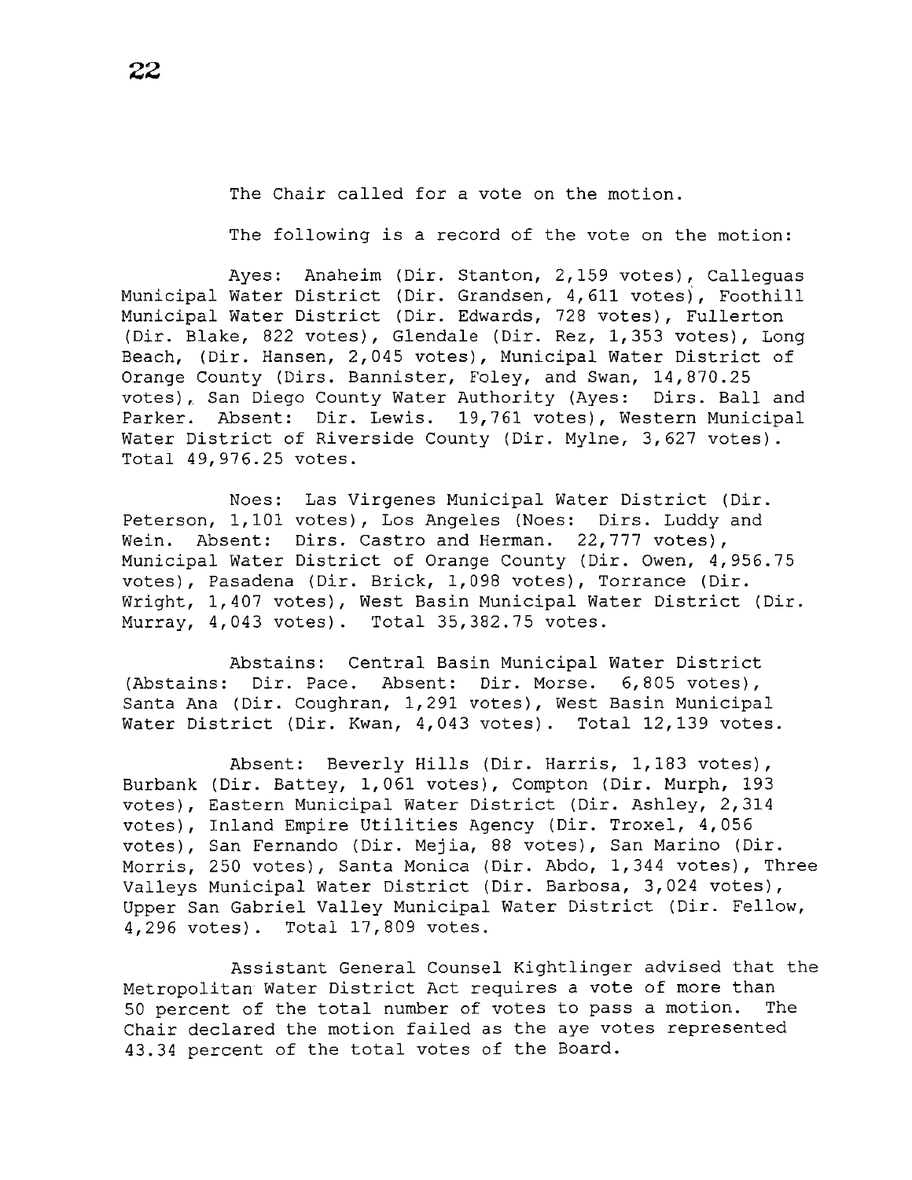The Chair called for a vote on the motion.

The following is a record of the vote on the motion:

Ayes: Anaheim (Dir. Stanton, 2,159 votes), Calleguas Municipal Water District (Dir. Grandsen, 4,611 votes), Foothill Municipal Water District (Dir. Edwards, 728 votes), Fullerton (Dir. Blake, 822 votes), Glendale (Dir. Rez, 1,353 votes), Long Beach, (Dir. Hansen, 2,045 votes), Municipal Water District of Orange County (Dirs. Bannister, Foley, and Swan, 14,870.25 votes), San Diego County Water Authority (Ayes: Dirs. Ball and Parker. Absent: Dir. Lewis. 19,761 votes), Western Municipal Water District of Riverside County (Dir. Mylne, 3,627 votes). Total 49,976.25 votes.

Noes: Las Virgenes Municipal Water District (Dir. Peterson, 1,101 votes), Los Angeles (Noes: Dirs. Luddy and Wein. Absent: Dirs. Castro and Herman. 22,777 votes), Municipal Water District of Orange County (Dir. Owen, 4,956.75 votes), Pasadena (Dir. Brick, 1,098 votes), Torrance (Dir. Wright, 1,407 votes), West Basin Municipal Water District (Dir. Murray, 4,043 votes). Total 35,382.75 votes.

Abstains: Central Basin Municipal Water District (Abstains: Dir. Pace. Absent: Dir. Morse. 6,805 votes), Santa Ana (Dir. Coughran, 1,291 votes), West Basin Municipal Water District (Dir. Kwan, 4,043 votes). Total 12,139 votes.

Absent: Beverly Hills (Dir. Harris, 1,183 votes), Burbank (Dir. Battey, 1,061 votes), Compton (Dir. Murph, 193 votes), Eastern Municipal Water District (Dir. Ashley, 2,314 votes), Inland Empire Utilities Agency (Dir. Troxel, 4,056 votes), San Fernando (Dir. Mejia, 88 votes), San Marino (Dir. Morris, 250 votes), Santa Monica (Dir. Abdo, 1,344 votes), Three Valleys Municipal Water District (Dir. Barbosa, 3,024 votes), Upper San Gabriel Valley Municipal Water District (Dir. Fellow, 4,296 votes). Total 17,809 votes.

Assistant General Counsel Kightlinger advised that the Metropolitan Water District Act requires a vote of more than 50 percent of the total number of votes to pass a motion. The Chair declared the motion failed as the aye votes represented 43.34 percent of the total votes of the Board.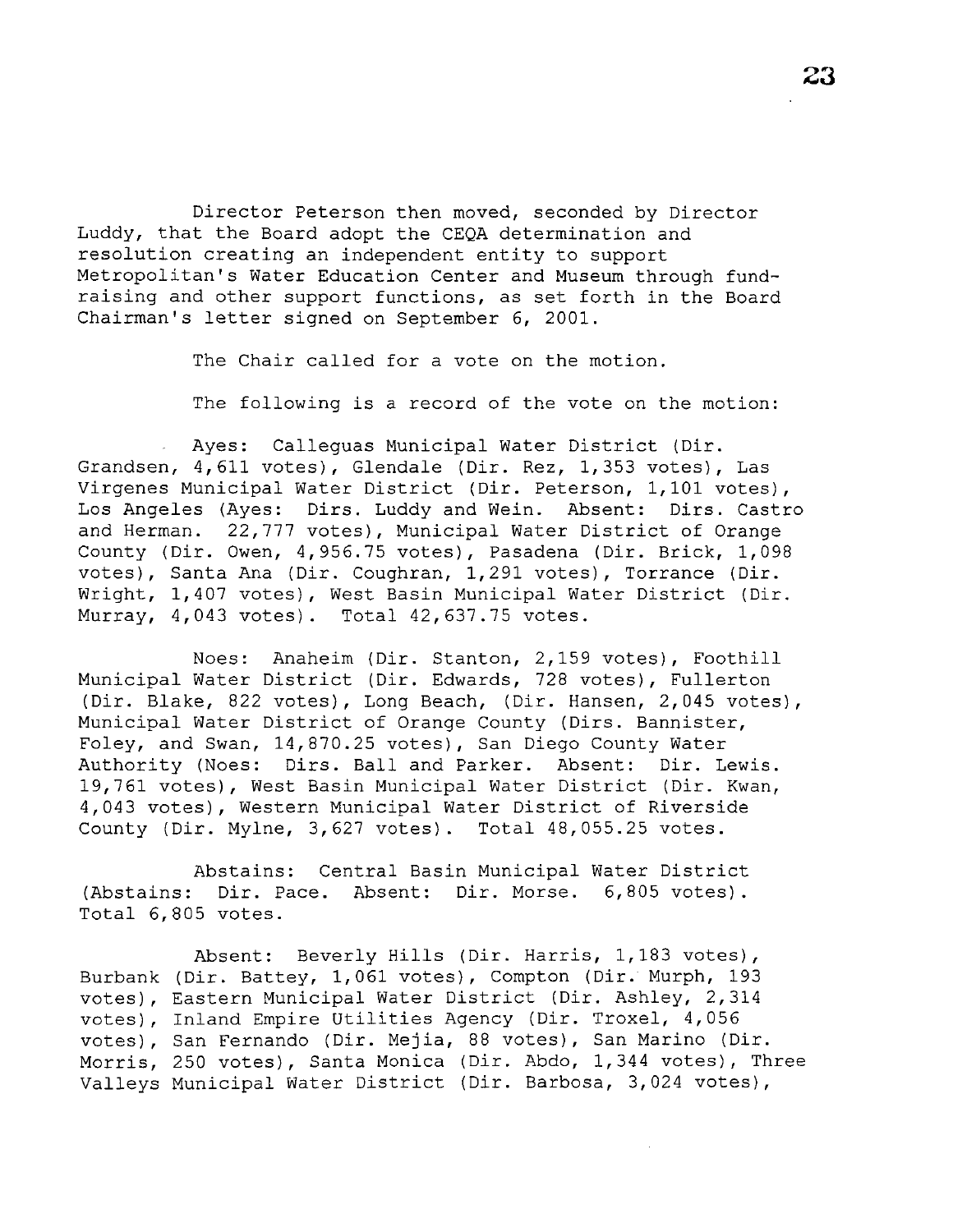Director Peterson then moved, seconded by Director Luddy, that the Board adopt the CEQA determination and resolution creating an independent entity to support Metropolitan's Water Education Center and Museum through fund-raising and other support functions, as set forth in the Board Chairman's letter signed on September 6, 2001.

The Chair called for a vote on the motion.

The following is a record of the vote on the motion:

Ayes: Calleguas Municipal Water District (Dir. Grandsen, 4,611 votes), Glendale (Dir. Rez, 1,353 votes), Las Virgenes Municipal Water District (Dir. Peterson, 1,101 votes), Los Angeles (Ayes: Dirs. Luddy and Wein. Absent: Dirs. Castro and Herman. 22,777 votes), Municipal Water District of Orange County (Dir. Owen, 4,956.75 votes), Pasadena (Dir. Brick, 1,098 votes), Santa Ana (Dir. Coughran, 1,291 votes), Torrance (Dir. Wright, 1,407 votes), West Basin Municipal Water District (Dir. Murray, 4,043 votes). Total 42,637.75 votes.

Noes: Anaheim (Dir. Stanton, 2,159 votes), Foothill Municipal Water District (Dir. Edwards, 728 votes), Fullerton (Dir. Blake, 822 votes), Long Beach, (Dir. Hansen, 2,045 votes), Municipal Water District of Orange County (Dirs. Bannister, Foley, and Swan, 14,870.25 votes), San Diego County Water Authority (Noes: Dirs. Ball and Parker. Absent: Dir. Lewis. 19,761 votes), West Basin Municipal Water District (Dir. Kwan, 4,043 votes), Western Municipal Water District of Riverside County (Dir. Mylne, 3,627 votes). Total 48,055.25 votes.

Abstains: Central Basin Municipal Water District (Abstains: Dir. Pace. Absent: Dir. Morse. 6,805 votes). Total 6,805 votes.

Absent: Beverly Hills (Dir. Harris, 1,183 votes), Burbank (Dir. Battey, 1,061 votes), Compton (Dir. Murph, 193 votes), Eastern Municipal Water District (Dir. Ashley, 2,314 votes), Inland Empire Utilities Agency (Dir. Troxel, 4,056 votes), San Fernando (Dir. Mejia, 88 votes), San Marino (Dir. Morris, 250 votes), Santa Monica (Dir. Abdo, 1,344 votes), Three Valleys Municipal Water District (Dir. Barbosa, 3,024 votes),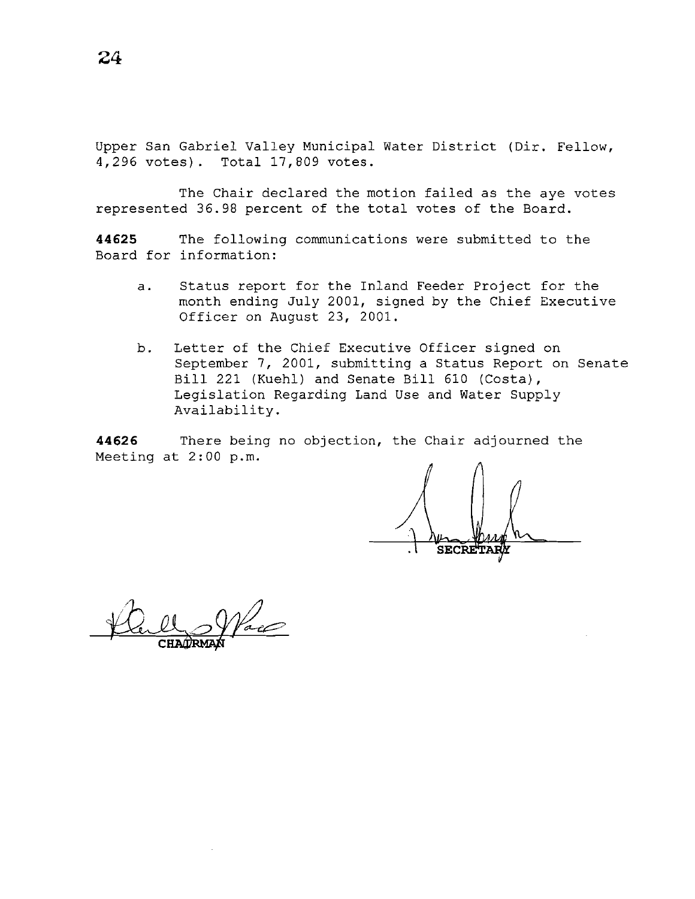Upper San Gabriel Valley Municipal Water District (Dir. Fellow, 4,296 votes). Total 17,809 votes.

The Chair declared the motion failed as the aye votes represented 36.98 percent of the total votes of the Board.

**44625** The following communications were submitted to the Board for information:

a. Status report for the Inland Feeder Project for the month ending July 2001, signed by the Chief Executive Officer on August 23, 2001.

b. Letter of the Chief Executive Officer signed on September 7, 2001, submitting a Status Report on Senate Bill 221 (Kuehl) and Senate Bill 610 (Costa), Legislation Regarding Land Use and Water Supply Availability.

**44626** There being no objection, the Chair adjourned the Meeting at 2:00 p.m.

SECRETARY

CHAIRMAN